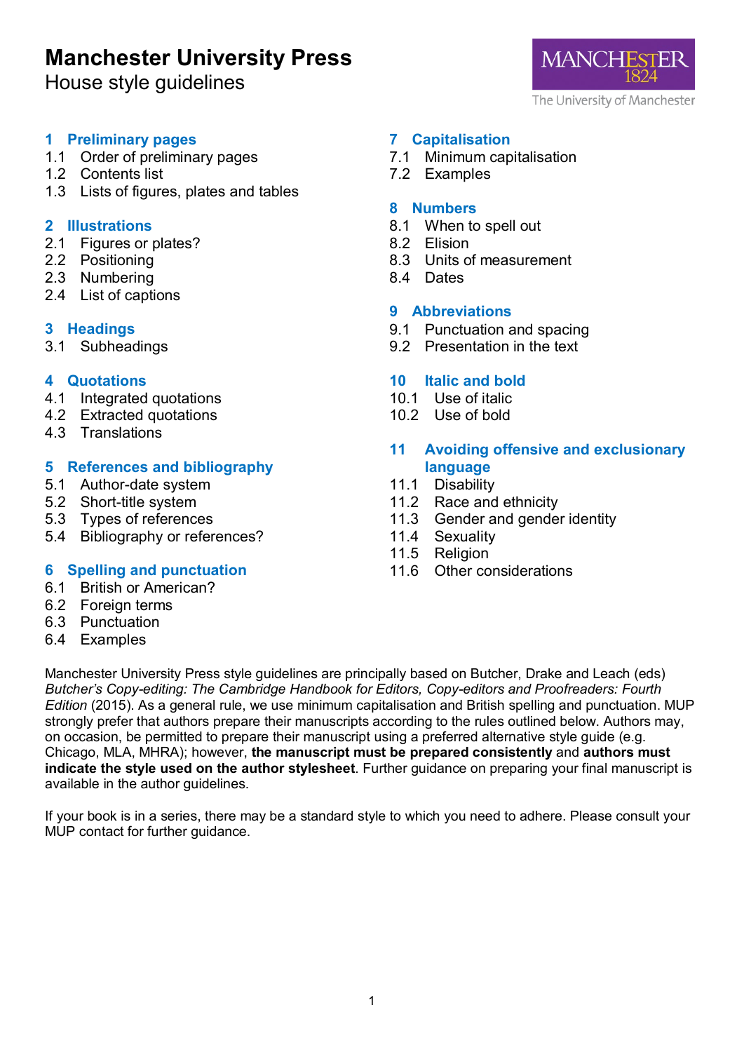# Manchester University Press

House style guidelines

**1 Preliminary pages**
- 1.1 Order of preliminary pages
- 1.2 Contents list
- 1.3 Lists of figures, plates and tables

**2 Illustrations**
- 2.1 Figures or plates?
- 2.2 Positioning
- 2.3 Numbering
- 2.4 List of captions

**3 Headings**
- 3.1 Subheadings

**4 Quotations**
- 4.1 Integrated quotations
- 4.2 Extracted quotations
- 4.3 Translations

**5 References and bibliography**
- 5.1 Author-date system
- 5.2 Short-title system
- 5.3 Types of references
- 5.4 Bibliography or references?

**6 Spelling and punctuation**
- 6.1 British or American?
- 6.2 Foreign terms
- 6.3 Punctuation
- 6.4 Examples

**7 Capitalisation**
- 7.1 Minimum capitalisation
- 7.2 Examples

**8 Numbers**
- 8.1 When to spell out
- 8.2 Elision
- 8.3 Units of measurement
- 8.4 Dates

**9 Abbreviations**
- 9.1 Punctuation and spacing
- 9.2 Presentation in the text

**10 Italic and bold**
- 10.1 Use of italic
- 10.2 Use of bold

**11 Avoiding offensive and exclusionary language**
- 11.1 Disability
- 11.2 Race and ethnicity
- 11.3 Gender and gender identity
- 11.4 Sexuality
- 11.5 Religion
- 11.6 Other considerations

Manchester University Press style guidelines are principally based on Butcher, Drake and Leach (eds) *Butcher's Copy-editing: The Cambridge Handbook for Editors, Copy-editors and Proofreaders: Fourth Edition* (2015). As a general rule, we use minimum capitalisation and British spelling and punctuation. MUP strongly prefer that authors prepare their manuscripts according to the rules outlined below. Authors may, on occasion, be permitted to prepare their manuscript using a preferred alternative style guide (e.g. Chicago, MLA, MHRA); however, **the manuscript must be prepared consistently** and **authors must indicate the style used on the author stylesheet**. Further guidance on preparing your final manuscript is available in the author guidelines.

If your book is in a series, there may be a standard style to which you need to adhere. Please consult your MUP contact for further guidance.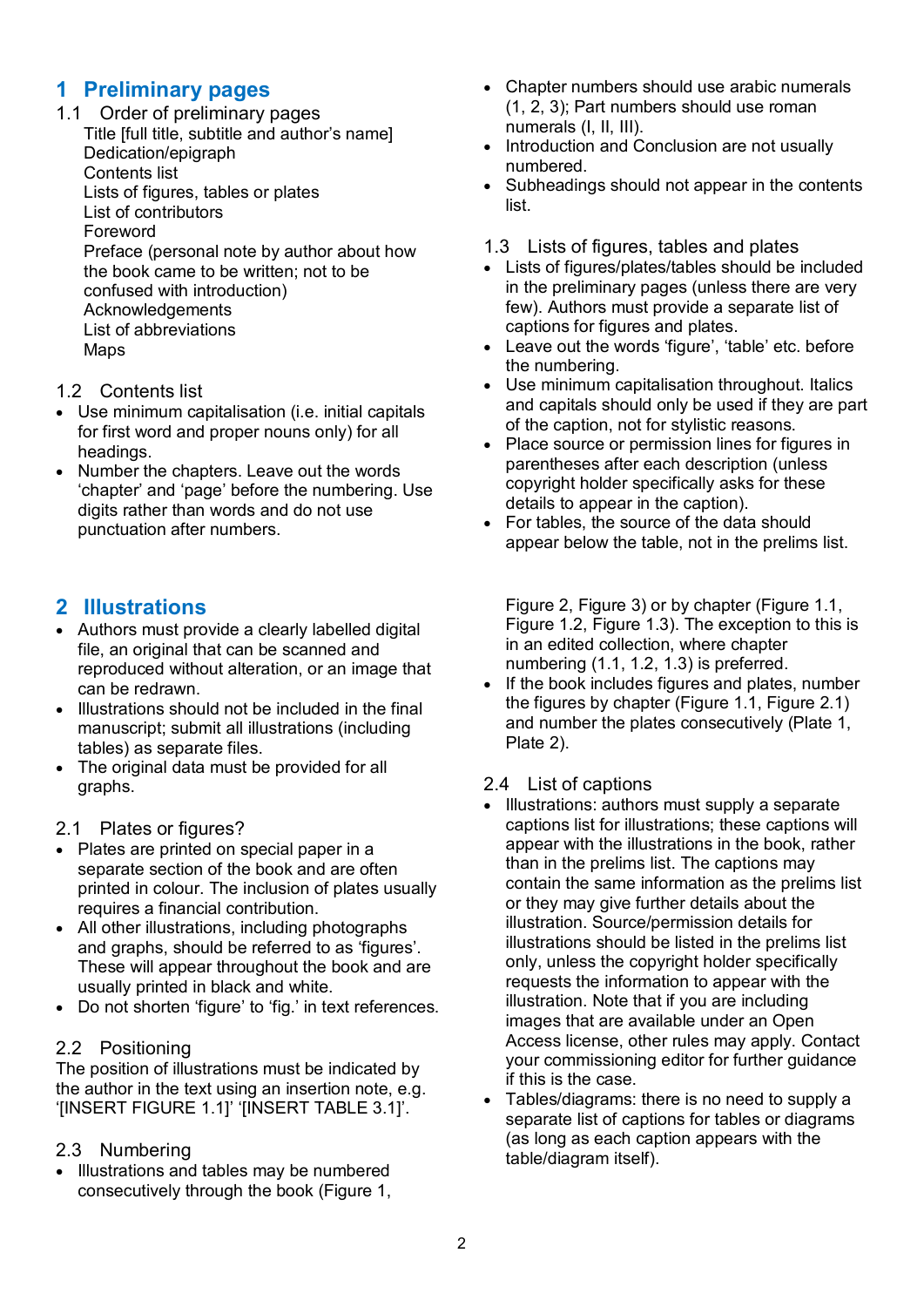# 1 Preliminary pages

## 1.1 Order of preliminary pages

Title [full title, subtitle and author's name]
Dedication/epigraph
Contents list
Lists of figures, tables or plates
List of contributors
Foreword
Preface (personal note by author about how the book came to be written; not to be confused with introduction)
Acknowledgements
List of abbreviations
Maps

## 1.2 Contents list

- Use minimum capitalisation (i.e. initial capitals for first word and proper nouns only) for all headings.
- Number the chapters. Leave out the words 'chapter' and 'page' before the numbering. Use digits rather than words and do not use punctuation after numbers.
- Chapter numbers should use arabic numerals (1, 2, 3); Part numbers should use roman numerals (I, II, III).
- Introduction and Conclusion are not usually numbered.
- Subheadings should not appear in the contents list.

## 1.3 Lists of figures, tables and plates

- Lists of figures/plates/tables should be included in the preliminary pages (unless there are very few). Authors must provide a separate list of captions for figures and plates.
- Leave out the words 'figure', 'table' etc. before the numbering.
- Use minimum capitalisation throughout. Italics and capitals should only be used if they are part of the caption, not for stylistic reasons.
- Place source or permission lines for figures in parentheses after each description (unless copyright holder specifically asks for these details to appear in the caption).
- For tables, the source of the data should appear below the table, not in the prelims list.

# 2 Illustrations

- Authors must provide a clearly labelled digital file, an original that can be scanned and reproduced without alteration, or an image that can be redrawn.
- Illustrations should not be included in the final manuscript; submit all illustrations (including tables) as separate files.
- The original data must be provided for all graphs.

## 2.1 Plates or figures?

- Plates are printed on special paper in a separate section of the book and are often printed in colour. The inclusion of plates usually requires a financial contribution.
- All other illustrations, including photographs and graphs, should be referred to as 'figures'. These will appear throughout the book and are usually printed in black and white.
- Do not shorten 'figure' to 'fig.' in text references.

## 2.2 Positioning

The position of illustrations must be indicated by the author in the text using an insertion note, e.g. '[INSERT FIGURE 1.1]' '[INSERT TABLE 3.1]'.

## 2.3 Numbering

- Illustrations and tables may be numbered consecutively through the book (Figure 1, Figure 2, Figure 3) or by chapter (Figure 1.1, Figure 1.2, Figure 1.3). The exception to this is in an edited collection, where chapter numbering (1.1, 1.2, 1.3) is preferred.
- If the book includes figures and plates, number the figures by chapter (Figure 1.1, Figure 2.1) and number the plates consecutively (Plate 1, Plate 2).

## 2.4 List of captions

- Illustrations: authors must supply a separate captions list for illustrations; these captions will appear with the illustrations in the book, rather than in the prelims list. The captions may contain the same information as the prelims list or they may give further details about the illustration. Source/permission details for illustrations should be listed in the prelims list only, unless the copyright holder specifically requests the information to appear with the illustration. Note that if you are including images that are available under an Open Access license, other rules may apply. Contact your commissioning editor for further guidance if this is the case.
- Tables/diagrams: there is no need to supply a separate list of captions for tables or diagrams (as long as each caption appears with the table/diagram itself).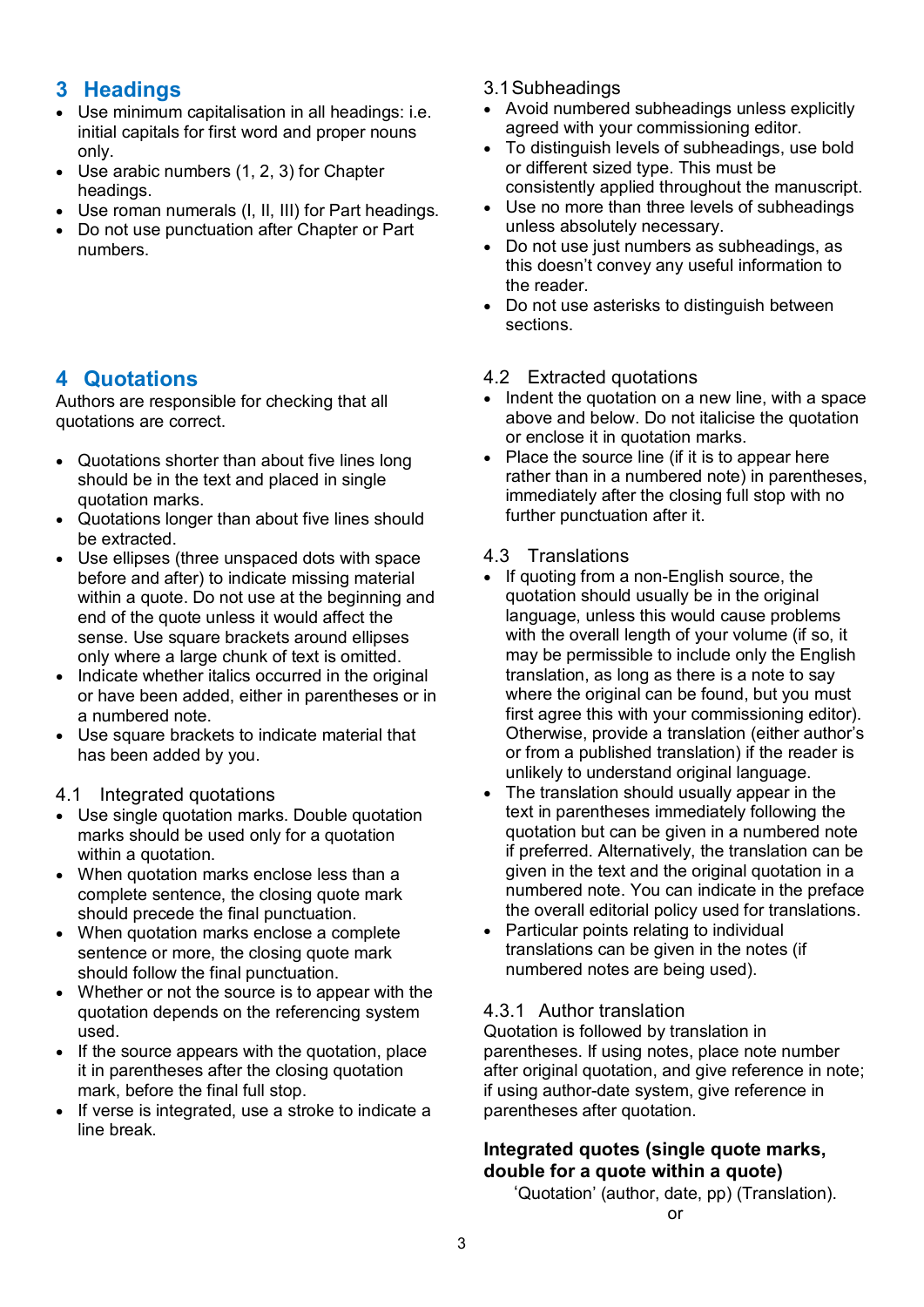## 3 Headings

- Use minimum capitalisation in all headings: i.e. initial capitals for first word and proper nouns only.
- Use arabic numbers (1, 2, 3) for Chapter headings.
- Use roman numerals (I, II, III) for Part headings.
- Do not use punctuation after Chapter or Part numbers.

### 3.1 Subheadings

- Avoid numbered subheadings unless explicitly agreed with your commissioning editor.
- To distinguish levels of subheadings, use bold or different sized type. This must be consistently applied throughout the manuscript.
- Use no more than three levels of subheadings unless absolutely necessary.
- Do not use just numbers as subheadings, as this doesn't convey any useful information to the reader.
- Do not use asterisks to distinguish between sections.

## 4 Quotations

Authors are responsible for checking that all quotations are correct.

- Quotations shorter than about five lines long should be in the text and placed in single quotation marks.
- Quotations longer than about five lines should be extracted.
- Use ellipses (three unspaced dots with space before and after) to indicate missing material within a quote. Do not use at the beginning and end of the quote unless it would affect the sense. Use square brackets around ellipses only where a large chunk of text is omitted.
- Indicate whether italics occurred in the original or have been added, either in parentheses or in a numbered note.
- Use square brackets to indicate material that has been added by you.

### 4.1 Integrated quotations

- Use single quotation marks. Double quotation marks should be used only for a quotation within a quotation.
- When quotation marks enclose less than a complete sentence, the closing quote mark should precede the final punctuation.
- When quotation marks enclose a complete sentence or more, the closing quote mark should follow the final punctuation.
- Whether or not the source is to appear with the quotation depends on the referencing system used.
- If the source appears with the quotation, place it in parentheses after the closing quotation mark, before the final full stop.
- If verse is integrated, use a stroke to indicate a line break.

### 4.2 Extracted quotations

- Indent the quotation on a new line, with a space above and below. Do not italicise the quotation or enclose it in quotation marks.
- Place the source line (if it is to appear here rather than in a numbered note) in parentheses, immediately after the closing full stop with no further punctuation after it.

### 4.3 Translations

- If quoting from a non-English source, the quotation should usually be in the original language, unless this would cause problems with the overall length of your volume (if so, it may be permissible to include only the English translation, as long as there is a note to say where the original can be found, but you must first agree this with your commissioning editor). Otherwise, provide a translation (either author's or from a published translation) if the reader is unlikely to understand original language.
- The translation should usually appear in the text in parentheses immediately following the quotation but can be given in a numbered note if preferred. Alternatively, the translation can be given in the text and the original quotation in a numbered note. You can indicate in the preface the overall editorial policy used for translations.
- Particular points relating to individual translations can be given in the notes (if numbered notes are being used).

#### 4.3.1 Author translation

Quotation is followed by translation in parentheses. If using notes, place note number after original quotation, and give reference in note; if using author-date system, give reference in parentheses after quotation.

**Integrated quotes (single quote marks, double for a quote within a quote)**

'Quotation' (author, date, pp) (Translation).

or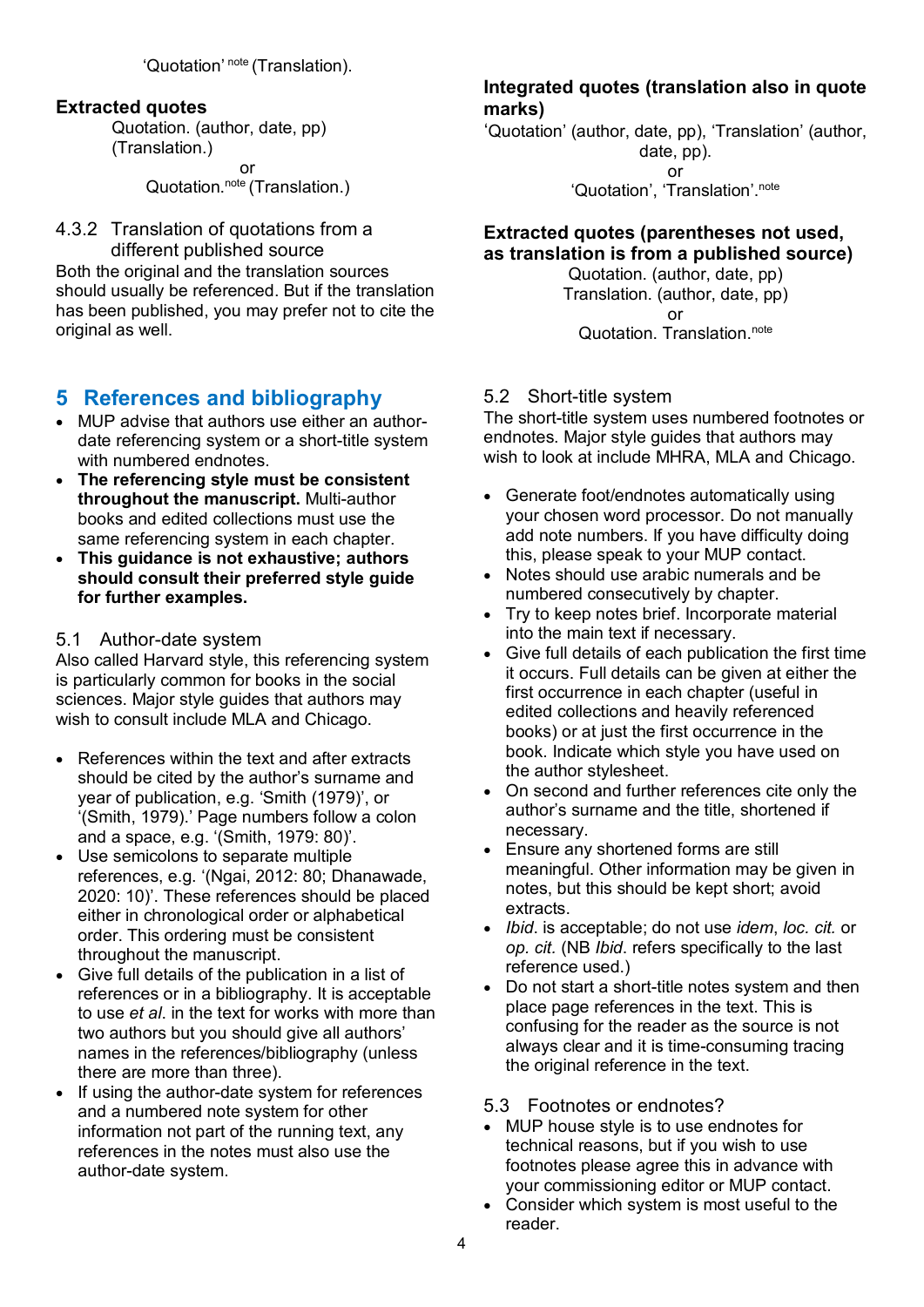'Quotation' [note] (Translation).

**Extracted quotes**

Quotation. (author, date, pp)
(Translation.)

or

Quotation.[note] (Translation.)

### 4.3.2 Translation of quotations from a different published source

Both the original and the translation sources should usually be referenced. But if the translation has been published, you may prefer not to cite the original as well.

**Integrated quotes (translation also in quote marks)**

'Quotation' (author, date, pp), 'Translation' (author, date, pp).

or

'Quotation', 'Translation'.[note]

**Extracted quotes (parentheses not used, as translation is from a published source)**

Quotation. (author, date, pp)
Translation. (author, date, pp)

or

Quotation. Translation.[note]

# 5 References and bibliography

- MUP advise that authors use either an author-date referencing system or a short-title system with numbered endnotes.
- **The referencing style must be consistent throughout the manuscript.** Multi-author books and edited collections must use the same referencing system in each chapter.
- **This guidance is not exhaustive; authors should consult their preferred style guide for further examples.**

## 5.1 Author-date system

Also called Harvard style, this referencing system is particularly common for books in the social sciences. Major style guides that authors may wish to consult include MLA and Chicago.

- References within the text and after extracts should be cited by the author's surname and year of publication, e.g. 'Smith (1979)', or '(Smith, 1979).' Page numbers follow a colon and a space, e.g. '(Smith, 1979: 80)'.
- Use semicolons to separate multiple references, e.g. '(Ngai, 2012: 80; Dhanawade, 2020: 10)'. These references should be placed either in chronological order or alphabetical order. This ordering must be consistent throughout the manuscript.
- Give full details of the publication in a list of references or in a bibliography. It is acceptable to use *et al*. in the text for works with more than two authors but you should give all authors' names in the references/bibliography (unless there are more than three).
- If using the author-date system for references and a numbered note system for other information not part of the running text, any references in the notes must also use the author-date system.

## 5.2 Short-title system

The short-title system uses numbered footnotes or endnotes. Major style guides that authors may wish to look at include MHRA, MLA and Chicago.

- Generate foot/endnotes automatically using your chosen word processor. Do not manually add note numbers. If you have difficulty doing this, please speak to your MUP contact.
- Notes should use arabic numerals and be numbered consecutively by chapter.
- Try to keep notes brief. Incorporate material into the main text if necessary.
- Give full details of each publication the first time it occurs. Full details can be given at either the first occurrence in each chapter (useful in edited collections and heavily referenced books) or at just the first occurrence in the book. Indicate which style you have used on the author stylesheet.
- On second and further references cite only the author's surname and the title, shortened if necessary.
- Ensure any shortened forms are still meaningful. Other information may be given in notes, but this should be kept short; avoid extracts.
- *Ibid*. is acceptable; do not use *idem*, *loc. cit.* or *op. cit.* (NB *Ibid*. refers specifically to the last reference used.)
- Do not start a short-title notes system and then place page references in the text. This is confusing for the reader as the source is not always clear and it is time-consuming tracing the original reference in the text.

## 5.3 Footnotes or endnotes?

- MUP house style is to use endnotes for technical reasons, but if you wish to use footnotes please agree this in advance with your commissioning editor or MUP contact.
- Consider which system is most useful to the reader.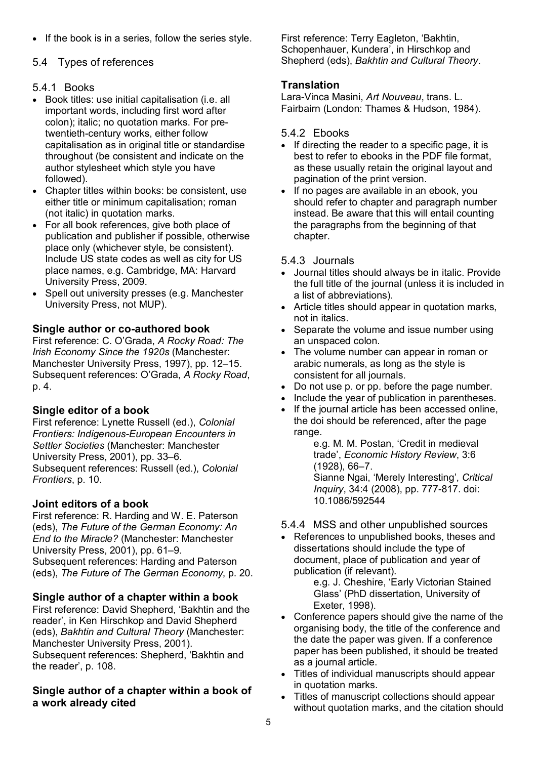- If the book is in a series, follow the series style.

## 5.4 Types of references

### 5.4.1 Books

- Book titles: use initial capitalisation (i.e. all important words, including first word after colon); italic; no quotation marks. For pre-twentieth-century works, either follow capitalisation as in original title or standardise throughout (be consistent and indicate on the author stylesheet which style you have followed).
- Chapter titles within books: be consistent, use either title or minimum capitalisation; roman (not italic) in quotation marks.
- For all book references, give both place of publication and publisher if possible, otherwise place only (whichever style, be consistent). Include US state codes as well as city for US place names, e.g. Cambridge, MA: Harvard University Press, 2009.
- Spell out university presses (e.g. Manchester University Press, not MUP).

**Single author or co-authored book**

First reference: C. O'Grada, *A Rocky Road: The Irish Economy Since the 1920s* (Manchester: Manchester University Press, 1997), pp. 12–15.
Subsequent references: O'Grada, *A Rocky Road*, p. 4.

**Single editor of a book**

First reference: Lynette Russell (ed.), *Colonial Frontiers: Indigenous-European Encounters in Settler Societies* (Manchester: Manchester University Press, 2001), pp. 33–6.
Subsequent references: Russell (ed.), *Colonial Frontiers*, p. 10.

**Joint editors of a book**

First reference: R. Harding and W. E. Paterson (eds), *The Future of the German Economy: An End to the Miracle?* (Manchester: Manchester University Press, 2001), pp. 61–9.
Subsequent references: Harding and Paterson (eds), *The Future of The German Economy*, p. 20.

**Single author of a chapter within a book**

First reference: David Shepherd, 'Bakhtin and the reader', in Ken Hirschkop and David Shepherd (eds), *Bakhtin and Cultural Theory* (Manchester: Manchester University Press, 2001).
Subsequent references: Shepherd, 'Bakhtin and the reader', p. 108.

**Single author of a chapter within a book of a work already cited**

First reference: Terry Eagleton, 'Bakhtin, Schopenhauer, Kundera', in Hirschkop and Shepherd (eds), *Bakhtin and Cultural Theory*.

**Translation**

Lara-Vinca Masini, *Art Nouveau*, trans. L. Fairbairn (London: Thames & Hudson, 1984).

### 5.4.2 Ebooks

- If directing the reader to a specific page, it is best to refer to ebooks in the PDF file format, as these usually retain the original layout and pagination of the print version.
- If no pages are available in an ebook, you should refer to chapter and paragraph number instead. Be aware that this will entail counting the paragraphs from the beginning of that chapter.

### 5.4.3 Journals

- Journal titles should always be in italic. Provide the full title of the journal (unless it is included in a list of abbreviations).
- Article titles should appear in quotation marks, not in italics.
- Separate the volume and issue number using an unspaced colon.
- The volume number can appear in roman or arabic numerals, as long as the style is consistent for all journals.
- Do not use p. or pp. before the page number.
- Include the year of publication in parentheses.
- If the journal article has been accessed online, the doi should be referenced, after the page range.

  e.g. M. M. Postan, 'Credit in medieval trade', *Economic History Review*, 3:6 (1928), 66–7.
  Sianne Ngai, 'Merely Interesting', *Critical Inquiry*, 34:4 (2008), pp. 777-817. doi: 10.1086/592544

### 5.4.4 MSS and other unpublished sources

- References to unpublished books, theses and dissertations should include the type of document, place of publication and year of publication (if relevant).

  e.g. J. Cheshire, 'Early Victorian Stained Glass' (PhD dissertation, University of Exeter, 1998).

- Conference papers should give the name of the organising body, the title of the conference and the date the paper was given. If a conference paper has been published, it should be treated as a journal article.
- Titles of individual manuscripts should appear in quotation marks.
- Titles of manuscript collections should appear without quotation marks, and the citation should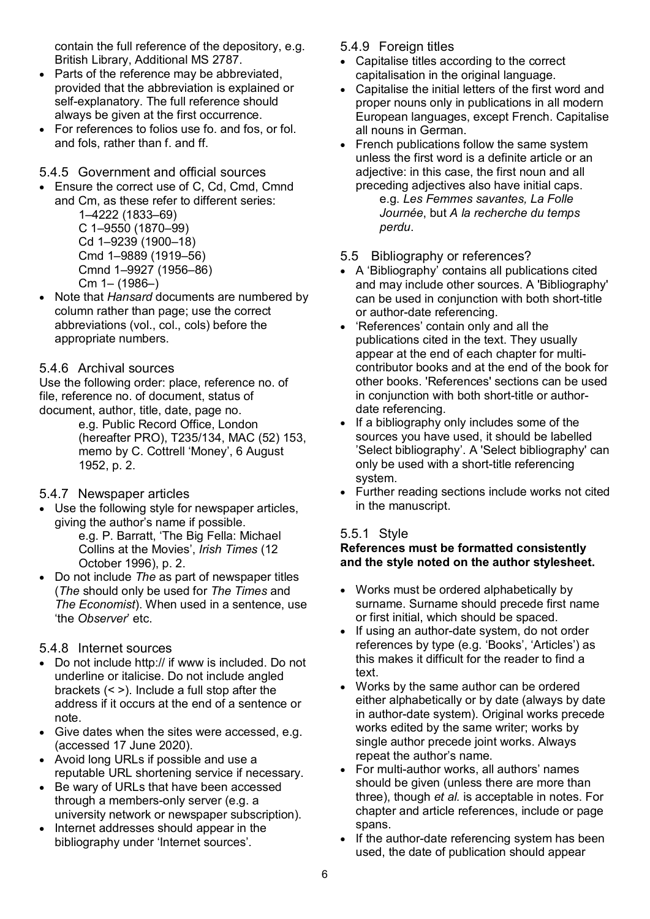contain the full reference of the depository, e.g. British Library, Additional MS 2787.

- Parts of the reference may be abbreviated, provided that the abbreviation is explained or self-explanatory. The full reference should always be given at the first occurrence.
- For references to folios use fo. and fos, or fol. and fols, rather than f. and ff.

### 5.4.5 Government and official sources

- Ensure the correct use of C, Cd, Cmd, Cmnd and Cm, as these refer to different series:

  1–4222 (1833–69)
  C 1–9550 (1870–99)
  Cd 1–9239 (1900–18)
  Cmd 1–9889 (1919–56)
  Cmnd 1–9927 (1956–86)
  Cm 1– (1986–)

- Note that *Hansard* documents are numbered by column rather than page; use the correct abbreviations (vol., col., cols) before the appropriate numbers.

### 5.4.6 Archival sources

Use the following order: place, reference no. of file, reference no. of document, status of document, author, title, date, page no.

> e.g. Public Record Office, London (hereafter PRO), T235/134, MAC (52) 153, memo by C. Cottrell 'Money', 6 August 1952, p. 2.

### 5.4.7 Newspaper articles

- Use the following style for newspaper articles, giving the author's name if possible.

  > e.g. P. Barratt, 'The Big Fella: Michael Collins at the Movies', *Irish Times* (12 October 1996), p. 2.

- Do not include *The* as part of newspaper titles (*The* should only be used for *The Times* and *The Economist*). When used in a sentence, use 'the *Observer*' etc.

### 5.4.8 Internet sources

- Do not include http:// if www is included. Do not underline or italicise. Do not include angled brackets (< >). Include a full stop after the address if it occurs at the end of a sentence or note.
- Give dates when the sites were accessed, e.g. (accessed 17 June 2020).
- Avoid long URLs if possible and use a reputable URL shortening service if necessary.
- Be wary of URLs that have been accessed through a members-only server (e.g. a university network or newspaper subscription).
- Internet addresses should appear in the bibliography under 'Internet sources'.

### 5.4.9 Foreign titles

- Capitalise titles according to the correct capitalisation in the original language.
- Capitalise the initial letters of the first word and proper nouns only in publications in all modern European languages, except French. Capitalise all nouns in German.
- French publications follow the same system unless the first word is a definite article or an adjective: in this case, the first noun and all preceding adjectives also have initial caps.

  > e.g. *Les Femmes savantes, La Folle Journée*, but *A la recherche du temps perdu*.

## 5.5 Bibliography or references?

- A 'Bibliography' contains all publications cited and may include other sources. A 'Bibliography' can be used in conjunction with both short-title or author-date referencing.
- 'References' contain only and all the publications cited in the text. They usually appear at the end of each chapter for multi-contributor books and at the end of the book for other books. 'References' sections can be used in conjunction with both short-title or author-date referencing.
- If a bibliography only includes some of the sources you have used, it should be labelled 'Select bibliography'. A 'Select bibliography' can only be used with a short-title referencing system.
- Further reading sections include works not cited in the manuscript.

### 5.5.1 Style

**References must be formatted consistently and the style noted on the author stylesheet.**

- Works must be ordered alphabetically by surname. Surname should precede first name or first initial, which should be spaced.
- If using an author-date system, do not order references by type (e.g. 'Books', 'Articles') as this makes it difficult for the reader to find a text.
- Works by the same author can be ordered either alphabetically or by date (always by date in author-date system). Original works precede works edited by the same writer; works by single author precede joint works. Always repeat the author's name.
- For multi-author works, all authors' names should be given (unless there are more than three), though *et al.* is acceptable in notes. For chapter and article references, include or page spans.
- If the author-date referencing system has been used, the date of publication should appear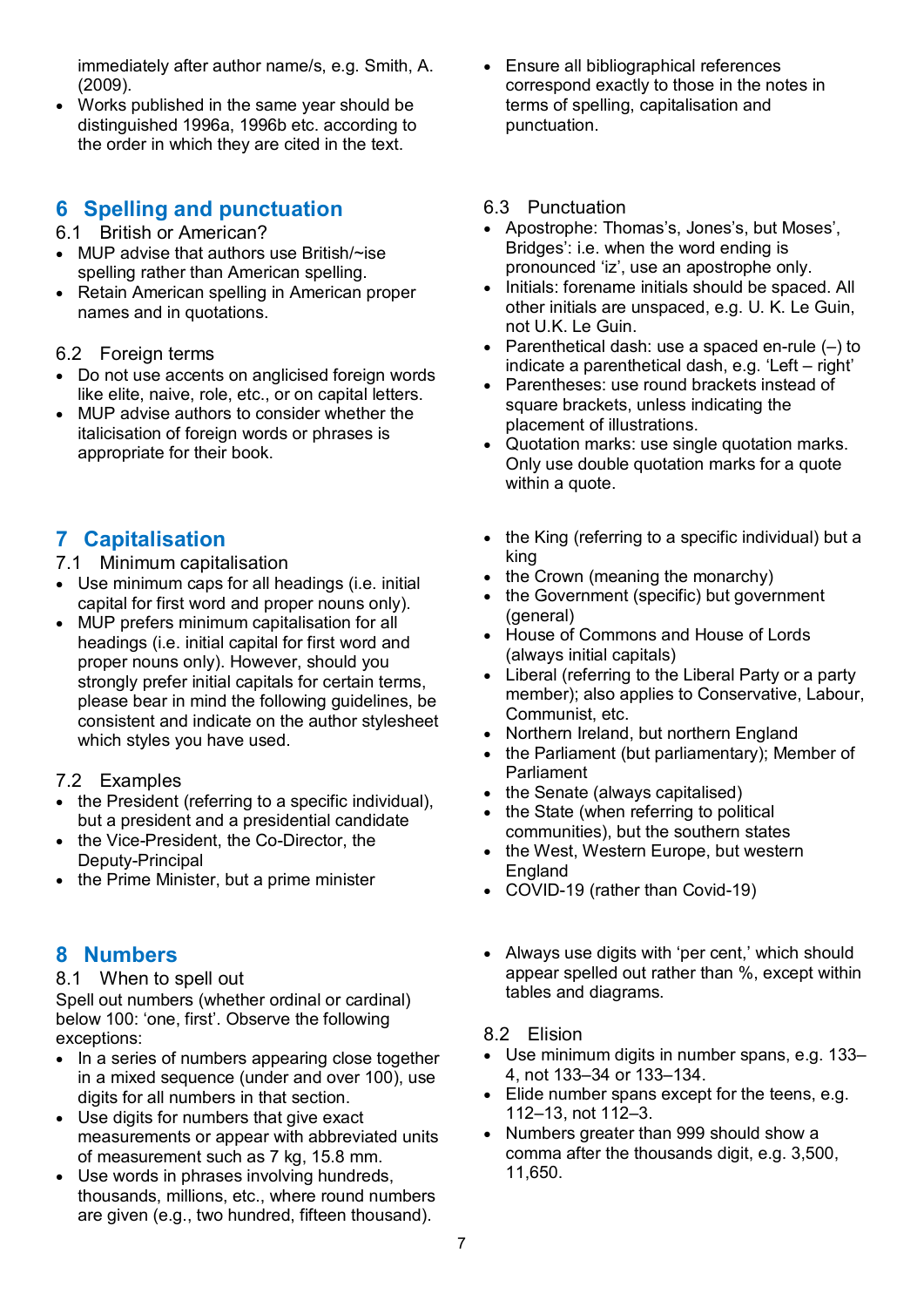immediately after author name/s, e.g. Smith, A. (2009).

- Works published in the same year should be distinguished 1996a, 1996b etc. according to the order in which they are cited in the text.
- Ensure all bibliographical references correspond exactly to those in the notes in terms of spelling, capitalisation and punctuation.

## 6 Spelling and punctuation

### 6.1 British or American?

- MUP advise that authors use British/~ise spelling rather than American spelling.
- Retain American spelling in American proper names and in quotations.

### 6.2 Foreign terms

- Do not use accents on anglicised foreign words like elite, naive, role, etc., or on capital letters.
- MUP advise authors to consider whether the italicisation of foreign words or phrases is appropriate for their book.

### 6.3 Punctuation

- Apostrophe: Thomas's, Jones's, but Moses', Bridges': i.e. when the word ending is pronounced 'iz', use an apostrophe only.
- Initials: forename initials should be spaced. All other initials are unspaced, e.g. U. K. Le Guin, not U.K. Le Guin.
- Parenthetical dash: use a spaced en-rule (–) to indicate a parenthetical dash, e.g. 'Left – right'
- Parentheses: use round brackets instead of square brackets, unless indicating the placement of illustrations.
- Quotation marks: use single quotation marks. Only use double quotation marks for a quote within a quote.

## 7 Capitalisation

### 7.1 Minimum capitalisation

- Use minimum caps for all headings (i.e. initial capital for first word and proper nouns only).
- MUP prefers minimum capitalisation for all headings (i.e. initial capital for first word and proper nouns only). However, should you strongly prefer initial capitals for certain terms, please bear in mind the following guidelines, be consistent and indicate on the author stylesheet which styles you have used.

### 7.2 Examples

- the President (referring to a specific individual), but a president and a presidential candidate
- the Vice-President, the Co-Director, the Deputy-Principal
- the Prime Minister, but a prime minister
- the King (referring to a specific individual) but a king
- the Crown (meaning the monarchy)
- the Government (specific) but government (general)
- House of Commons and House of Lords (always initial capitals)
- Liberal (referring to the Liberal Party or a party member); also applies to Conservative, Labour, Communist, etc.
- Northern Ireland, but northern England
- the Parliament (but parliamentary); Member of Parliament
- the Senate (always capitalised)
- the State (when referring to political communities), but the southern states
- the West, Western Europe, but western England
- COVID-19 (rather than Covid-19)

## 8 Numbers

### 8.1 When to spell out

Spell out numbers (whether ordinal or cardinal) below 100: 'one, first'. Observe the following exceptions:

- In a series of numbers appearing close together in a mixed sequence (under and over 100), use digits for all numbers in that section.
- Use digits for numbers that give exact measurements or appear with abbreviated units of measurement such as 7 kg, 15.8 mm.
- Use words in phrases involving hundreds, thousands, millions, etc., where round numbers are given (e.g., two hundred, fifteen thousand).
- Always use digits with 'per cent,' which should appear spelled out rather than %, except within tables and diagrams.

### 8.2 Elision

- Use minimum digits in number spans, e.g. 133–4, not 133–34 or 133–134.
- Elide number spans except for the teens, e.g. 112–13, not 112–3.
- Numbers greater than 999 should show a comma after the thousands digit, e.g. 3,500, 11,650.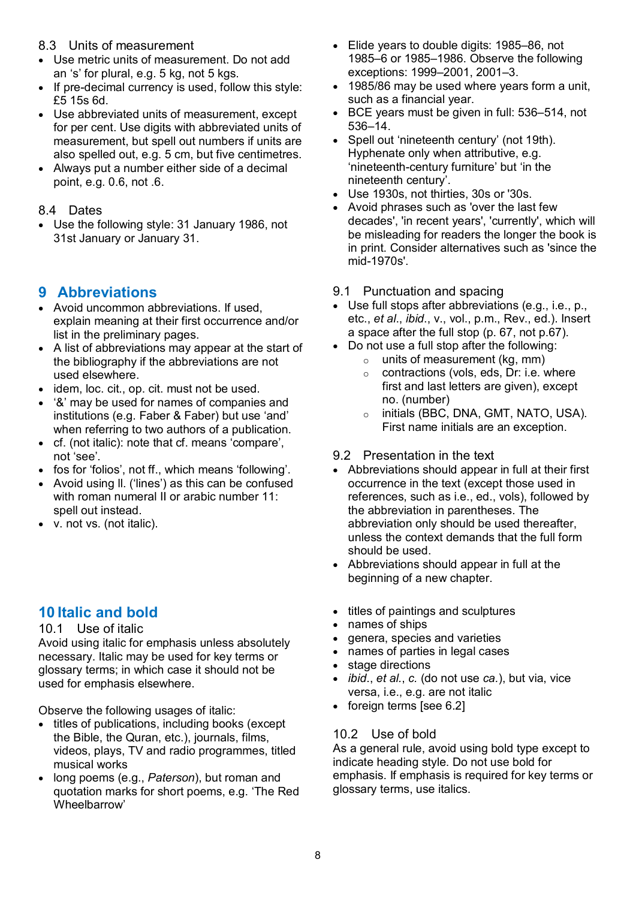### 8.3 Units of measurement

- Use metric units of measurement. Do not add an 's' for plural, e.g. 5 kg, not 5 kgs.
- If pre-decimal currency is used, follow this style: £5 15s 6d.
- Use abbreviated units of measurement, except for per cent. Use digits with abbreviated units of measurement, but spell out numbers if units are also spelled out, e.g. 5 cm, but five centimetres.
- Always put a number either side of a decimal point, e.g. 0.6, not .6.

### 8.4 Dates

- Use the following style: 31 January 1986, not 31st January or January 31.
- Elide years to double digits: 1985–86, not 1985–6 or 1985–1986. Observe the following exceptions: 1999–2001, 2001–3.
- 1985/86 may be used where years form a unit, such as a financial year.
- BCE years must be given in full: 536–514, not 536–14.
- Spell out 'nineteenth century' (not 19th). Hyphenate only when attributive, e.g. 'nineteenth-century furniture' but 'in the nineteenth century'.
- Use 1930s, not thirties, 30s or '30s.
- Avoid phrases such as 'over the last few decades', 'in recent years', 'currently', which will be misleading for readers the longer the book is in print. Consider alternatives such as 'since the mid-1970s'.

## 9 Abbreviations

- Avoid uncommon abbreviations. If used, explain meaning at their first occurrence in the text and/or list in the preliminary pages.
- A list of abbreviations may appear at the start of the bibliography if the abbreviations are not used elsewhere.
- idem, loc. cit., op. cit. must not be used.
- '&' may be used for names of companies and institutions (e.g. Faber & Faber) but use 'and' when referring to two authors of a publication.
- cf. (not italic): note that cf. means 'compare', not 'see'.
- fos for 'folios', not ff., which means 'following'.
- Avoid using ll. ('lines') as this can be confused with roman numeral II or arabic number 11: spell out instead.
- v. not vs. (not italic).

### 9.1 Punctuation and spacing

- Use full stops after abbreviations (e.g., i.e., p., etc., *et al.*, *ibid.*, v., vol., p.m., Rev., ed.). Insert a space after the full stop (p. 67, not p.67).
- Do not use a full stop after the following:
  - units of measurement (kg, mm)
  - contractions (vols, eds, Dr: i.e. where first and last letters are given), except no. (number)
  - initials (BBC, DNA, GMT, NATO, USA). First name initials are an exception.

### 9.2 Presentation in the text

- Abbreviations should appear in full at their first occurrence in the text (except those used in references, such as i.e., ed., vols), followed by the abbreviation in parentheses. The abbreviation only should be used thereafter, unless the context demands that the full form should be used.
- Abbreviations should appear in full at the beginning of a new chapter.

## 10 Italic and bold

### 10.1 Use of italic

Avoid using italic for emphasis unless absolutely necessary. Italic may be used for key terms or glossary terms; in which case it should not be used for emphasis elsewhere.

Observe the following usages of italic:

- titles of publications, including books (except the Bible, the Quran, etc.), journals, films, videos, plays, TV and radio programmes, titled musical works
- long poems (e.g., *Paterson*), but roman and quotation marks for short poems, e.g. 'The Red Wheelbarrow'
- titles of paintings and sculptures
- names of ships
- genera, species and varieties
- names of parties in legal cases
- stage directions
- *ibid.*, *et al.*, *c.* (do not use *ca.*), but via, vice versa, i.e., e.g. are not italic
- foreign terms [see 6.2]

### 10.2 Use of bold

As a general rule, avoid using bold type except to indicate heading style. Do not use bold for emphasis. If emphasis is required for key terms or glossary terms, use italics.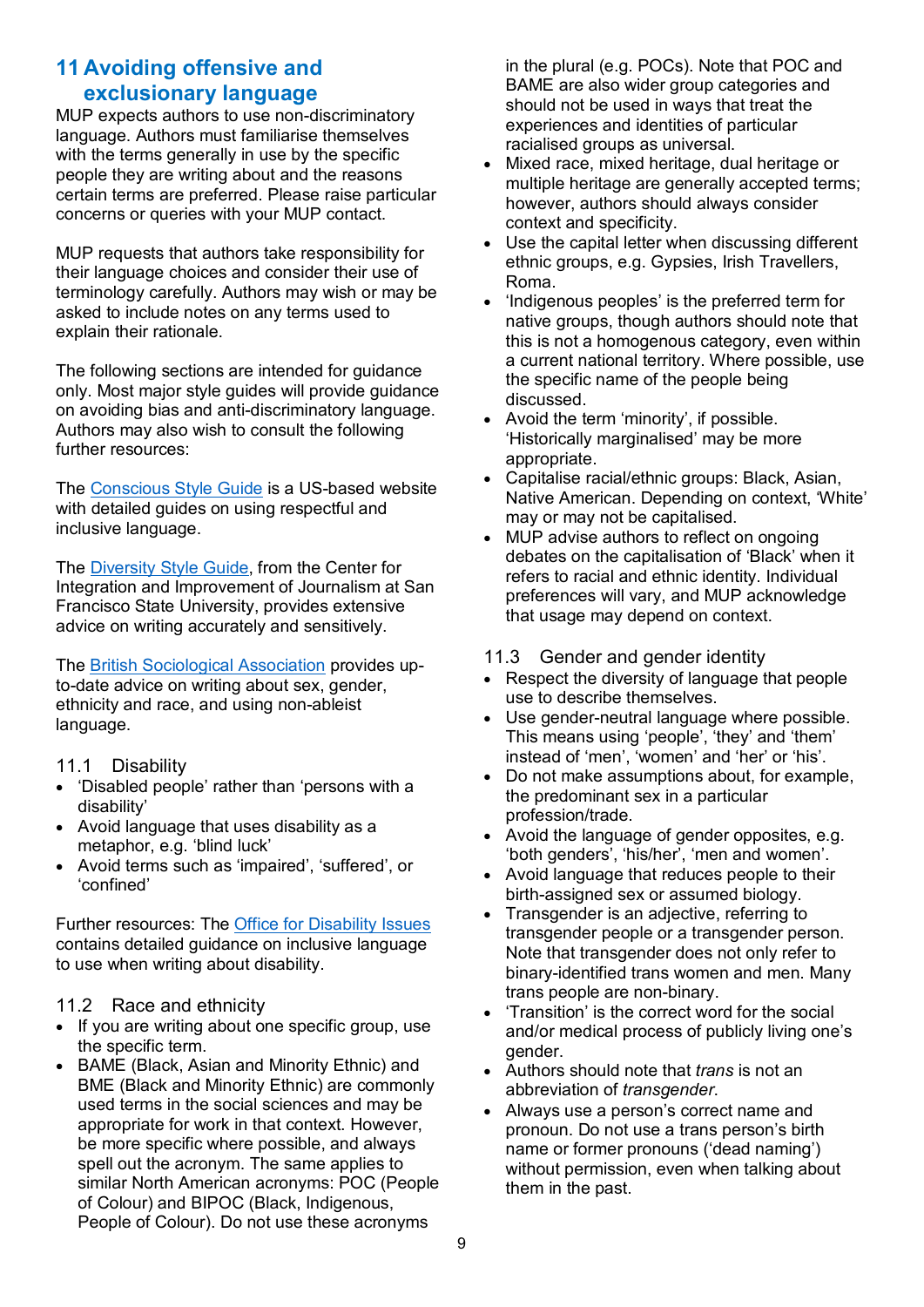# 11 Avoiding offensive and exclusionary language

MUP expects authors to use non-discriminatory language. Authors must familiarise themselves with the terms generally in use by the specific people they are writing about and the reasons certain terms are preferred. Please raise particular concerns or queries with your MUP contact.

MUP requests that authors take responsibility for their language choices and consider their use of terminology carefully. Authors may wish or may be asked to include notes on any terms used to explain their rationale.

The following sections are intended for guidance only. Most major style guides will provide guidance on avoiding bias and anti-discriminatory language. Authors may also wish to consult the following further resources:

The Conscious Style Guide is a US-based website with detailed guides on using respectful and inclusive language.

The Diversity Style Guide, from the Center for Integration and Improvement of Journalism at San Francisco State University, provides extensive advice on writing accurately and sensitively.

The British Sociological Association provides up-to-date advice on writing about sex, gender, ethnicity and race, and using non-ableist language.

## 11.1 Disability

- 'Disabled people' rather than 'persons with a disability'
- Avoid language that uses disability as a metaphor, e.g. 'blind luck'
- Avoid terms such as 'impaired', 'suffered', or 'confined'

Further resources: The Office for Disability Issues contains detailed guidance on inclusive language to use when writing about disability.

## 11.2 Race and ethnicity

- If you are writing about one specific group, use the specific term.
- BAME (Black, Asian and Minority Ethnic) and BME (Black and Minority Ethnic) are commonly used terms in the social sciences and may be appropriate for work in that context. However, be more specific where possible, and always spell out the acronym. The same applies to similar North American acronyms: POC (People of Colour) and BIPOC (Black, Indigenous, People of Colour). Do not use these acronyms in the plural (e.g. POCs). Note that POC and BAME are also wider group categories and should not be used in ways that treat the experiences and identities of particular racialised groups as universal.
- Mixed race, mixed heritage, dual heritage or multiple heritage are generally accepted terms; however, authors should always consider context and specificity.
- Use the capital letter when discussing different ethnic groups, e.g. Gypsies, Irish Travellers, Roma.
- 'Indigenous peoples' is the preferred term for native groups, though authors should note that this is not a homogenous category, even within a current national territory. Where possible, use the specific name of the people being discussed.
- Avoid the term 'minority', if possible. 'Historically marginalised' may be more appropriate.
- Capitalise racial/ethnic groups: Black, Asian, Native American. Depending on context, 'White' may or may not be capitalised.
- MUP advise authors to reflect on ongoing debates on the capitalisation of 'Black' when it refers to racial and ethnic identity. Individual preferences will vary, and MUP acknowledge that usage may depend on context.

## 11.3 Gender and gender identity

- Respect the diversity of language that people use to describe themselves.
- Use gender-neutral language where possible. This means using 'people', 'they' and 'them' instead of 'men', 'women' and 'her' or 'his'.
- Do not make assumptions about, for example, the predominant sex in a particular profession/trade.
- Avoid the language of gender opposites, e.g. 'both genders', 'his/her', 'men and women'.
- Avoid language that reduces people to their birth-assigned sex or assumed biology.
- Transgender is an adjective, referring to transgender people or a transgender person. Note that transgender does not only refer to binary-identified trans women and men. Many trans people are non-binary.
- 'Transition' is the correct word for the social and/or medical process of publicly living one's gender.
- Authors should note that *trans* is not an abbreviation of *transgender*.
- Always use a person's correct name and pronoun. Do not use a trans person's birth name or former pronouns ('dead naming') without permission, even when talking about them in the past.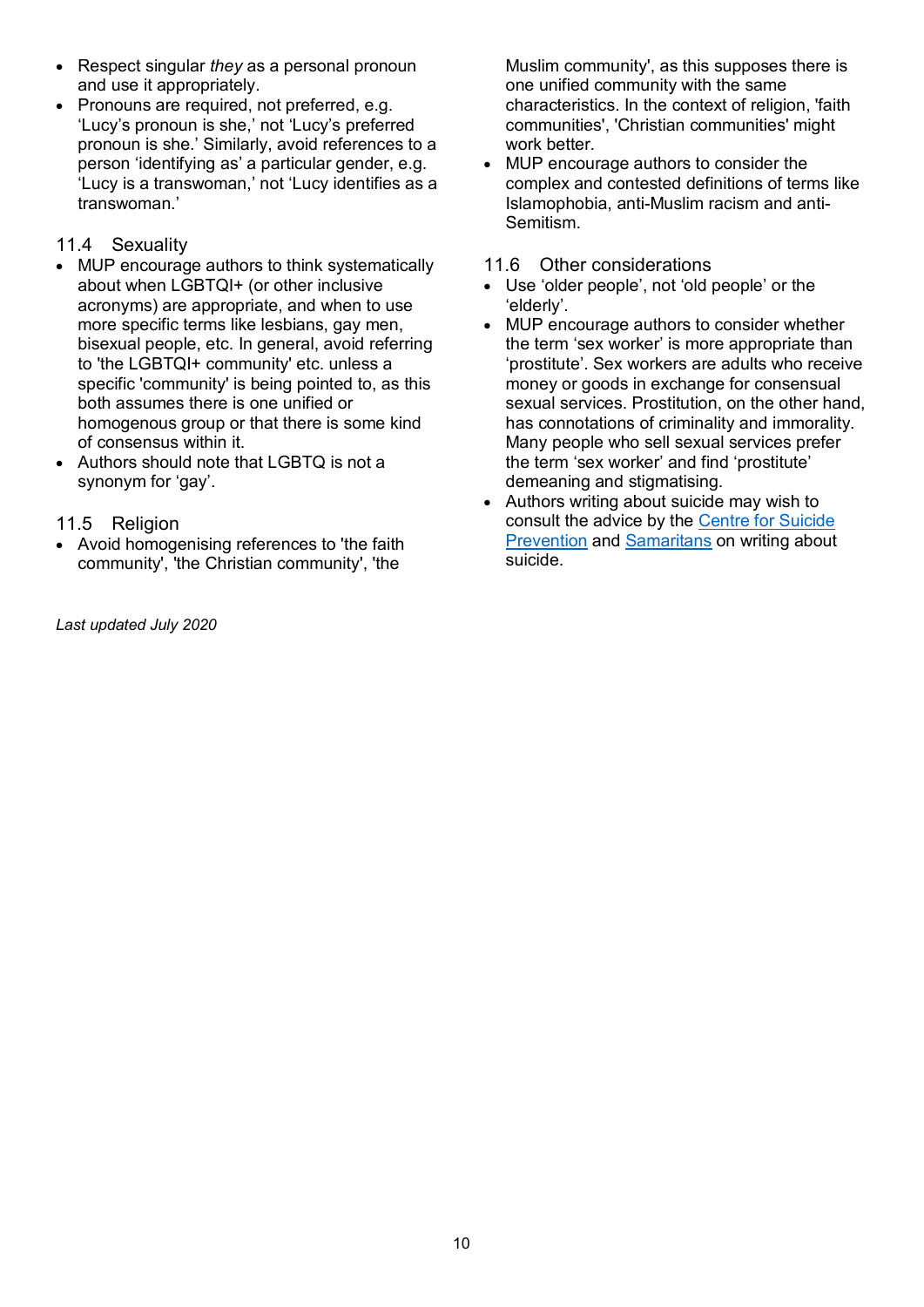- Respect singular *they* as a personal pronoun and use it appropriately.
- Pronouns are required, not preferred, e.g. 'Lucy's pronoun is she,' not 'Lucy's preferred pronoun is she.' Similarly, avoid references to a person 'identifying as' a particular gender, e.g. 'Lucy is a transwoman,' not 'Lucy identifies as a transwoman.'

### 11.4 Sexuality

- MUP encourage authors to think systematically about when LGBTQI+ (or other inclusive acronyms) are appropriate, and when to use more specific terms like lesbians, gay men, bisexual people, etc. In general, avoid referring to 'the LGBTQI+ community' etc. unless a specific 'community' is being pointed to, as this both assumes there is one unified or homogenous group or that there is some kind of consensus within it.
- Authors should note that LGBTQ is not a synonym for 'gay'.

### 11.5 Religion

- Avoid homogenising references to 'the faith community', 'the Christian community', 'the Muslim community', as this supposes there is one unified community with the same characteristics. In the context of religion, 'faith communities', 'Christian communities' might work better.
- MUP encourage authors to consider the complex and contested definitions of terms like Islamophobia, anti-Muslim racism and anti-Semitism.

### 11.6 Other considerations

- Use 'older people', not 'old people' or the 'elderly'.
- MUP encourage authors to consider whether the term 'sex worker' is more appropriate than 'prostitute'. Sex workers are adults who receive money or goods in exchange for consensual sexual services. Prostitution, on the other hand, has connotations of criminality and immorality. Many people who sell sexual services prefer the term 'sex worker' and find 'prostitute' demeaning and stigmatising.
- Authors writing about suicide may wish to consult the advice by the Centre for Suicide Prevention and Samaritans on writing about suicide.

*Last updated July 2020*